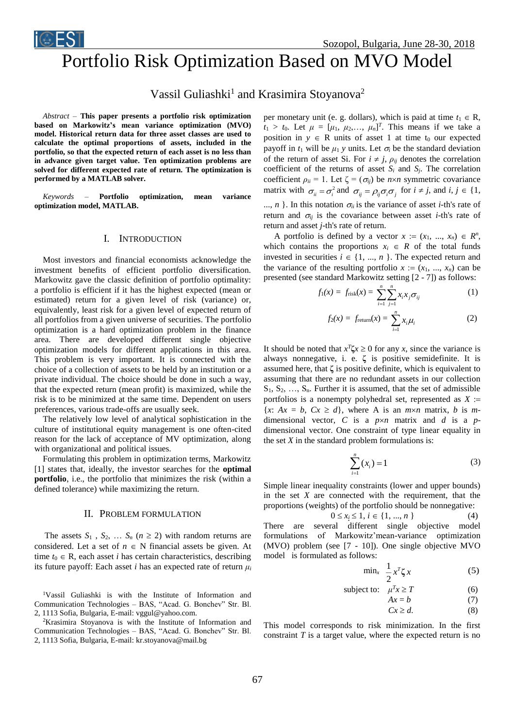# Portfolio Risk Optimization Based on MVO Model

Vassil Guliashki[1] and Krasimira Stoyanova[2]

*Abstract* – **This paper presents a portfolio risk optimization based on Markowitz's mean variance optimization (MVO) model. Historical return data for three asset classes are used to calculate the optimal proportions of assets, included in the portfolio, so that the expected return of each asset is no less than in advance given target value. Ten optimization problems are solved for different expected rate of return. The optimization is performed by a MATLAB solver.**

*Keywords* – **Portfolio optimization, mean variance optimization model, MATLAB.**

## I. Introduction

Most investors and financial economists acknowledge the investment benefits of efficient portfolio diversification. Markowitz gave the classic definition of portfolio optimality: a portfolio is efficient if it has the highest expected (mean or estimated) return for a given level of risk (variance) or, equivalently, least risk for a given level of expected return of all portfolios from a given universe of securities. The portfolio optimization is a hard optimization problem in the finance area. There are developed different single objective optimization models for different applications in this area. This problem is very important. It is connected with the choice of a collection of assets to be held by an institution or a private individual. The choice should be done in such a way, that the expected return (mean profit) is maximized, while the risk is to be minimized at the same time. Dependent on users preferences, various trade-offs are usually seek.

The relatively low level of analytical sophistication in the culture of institutional equity management is one often-cited reason for the lack of acceptance of MV optimization, along with organizational and political issues.

Formulating this problem in optimization terms, Markowitz [1] states that, ideally, the investor searches for the **optimal portfolio**, i.e., the portfolio that minimizes the risk (within a defined tolerance) while maximizing the return.

## II. Problem Formulation

The assets $S_1$ , $S_2$, … $S_n$ ($n \geq 2$) with random returns are considered. Let a set of $n \in$ N financial assets be given. At time $t_0 \in$ R, each asset $i$ has certain characteristics, describing its future payoff: Each asset $i$ has an expected rate of return $\mu_i$ per monetary unit (e. g. dollars), which is paid at time $t_1 \in$ R, $t_1 > t_0$. Let $\mu = [\mu_1, \mu_2, \ldots, \mu_n]^T$. This means if we take a position in $y \in$ R units of asset 1 at time $t_0$ our expected payoff in $t_1$ will be $\mu_1 y$ units. Let $\sigma_i$ be the standard deviation of the return of asset Si. For $i \neq j$, $\rho_{ij}$ denotes the correlation coefficient of the returns of asset $S_i$ and $S_j$. The correlation coefficient $\rho_{ii} = 1$. Let $\zeta = (\sigma_{ij})$ be $n \times n$ symmetric covariance matrix with $\sigma_{ii} = \sigma_i^2$ and $\sigma_{ij} = \rho_{ij}\sigma_i\sigma_j$ for $i \neq j$, and $i, j \in \{1, \ldots, n\}$. In this notation $\sigma_{ii}$ is the variance of asset $i$-th's rate of return and $\sigma_{ij}$ is the covariance between asset $i$-th's rate of return and asset $j$-th's rate of return.

A portfolio is defined by a vector $x := (x_1, \ldots, x_n) \in R^n$, which contains the proportions $x_i \in R$ of the total funds invested in securities $i \in \{1, \ldots, n\}$. The expected return and the variance of the resulting portfolio $x := (x_1, \ldots, x_n)$ can be presented (see standard Markowitz setting [2 - 7]) as follows:

$$f_1(x) = f_{\text{risk}}(x) = \sum_{i=1}^{n}\sum_{j=1}^{n} x_i x_j \sigma_{ij} \tag{1}$$

$$f_2(x) = f_{\text{return}}(x) = \sum_{i=1}^{n} x_i \mu_i \tag{2}$$

It should be noted that $x^T\zeta x \geq 0$ for any $x$, since the variance is always nonnegative, i. e. $\zeta$ is positive semidefinite. It is assumed here, that $\zeta$ is positive definite, which is equivalent to assuming that there are no redundant assets in our collection $S_1, S_2, \ldots, S_n$. Further it is assumed, that the set of admissible portfolios is a nonempty polyhedral set, represented as $X := \{x\colon Ax = b,\ Cx \geq d\}$, where A is an $m \times n$ matrix, $b$ is $m$-dimensional vector, $C$ is a $p \times n$ matrix and $d$ is a $p$-dimensional vector. One constraint of type linear equality in the set $X$ in the standard problem formulations is:

$$\sum_{i=1}^{n} (x_i) = 1 \tag{3}$$

Simple linear inequality constraints (lower and upper bounds) in the set $X$ are connected with the requirement, that the proportions (weights) of the portfolio should be nonnegative:

$$0 \leq x_i \leq 1,\ i \in \{1, \ldots, n\} \tag{4}$$

There are several different single objective model formulations of Markowitz'mean-variance optimization (MVO) problem (see [7 - 10]). One single objective MVO model is formulated as follows:

$$\min_x \ \frac{1}{2} x^T \zeta x \tag{5}$$

$$\text{subject to:}\quad \mu^T x \geq T \tag{6}$$

$$Ax = b \tag{7}$$

$$Cx \geq d. \tag{8}$$

This model corresponds to risk minimization. In the first constraint $T$ is a target value, where the expected return is no

[1]Vassil Guliashki is with the Institute of Information and Communication Technologies – BAS, "Acad. G. Bonchev" Str. Bl. 2, 1113 Sofia, Bulgaria, E-mail: vggul@yahoo.com.

[2]Krasimira Stoyanova is with the Institute of Information and Communication Technologies – BAS, "Acad. G. Bonchev" Str. Bl. 2, 1113 Sofia, Bulgaria, E-mail: kr.stoyanova@mail.bg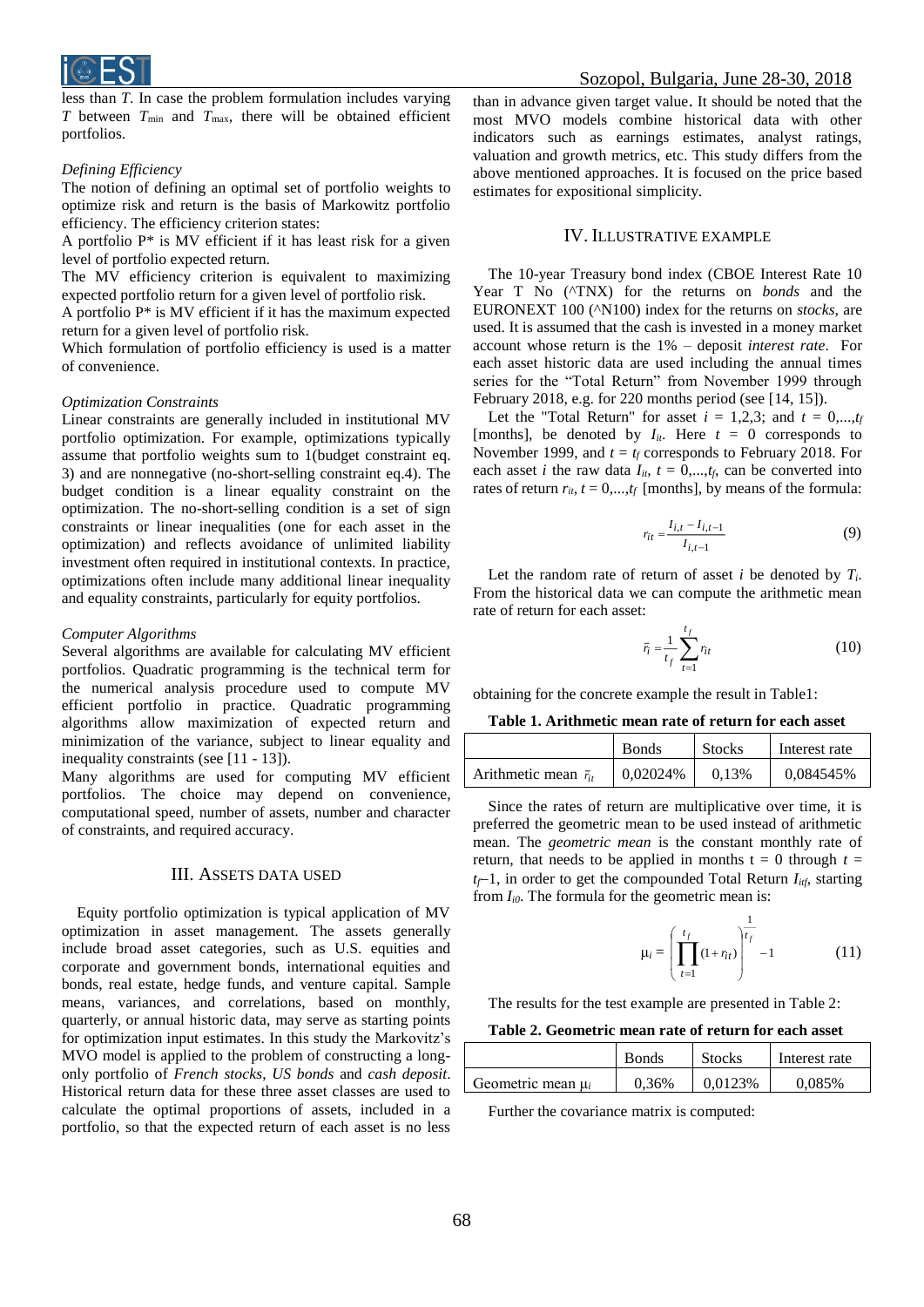less than *T*. In case the problem formulation includes varying *T* between $T_{\min}$ and $T_{\max}$, there will be obtained efficient portfolios.

*Defining Efficiency*

The notion of defining an optimal set of portfolio weights to optimize risk and return is the basis of Markowitz portfolio efficiency. The efficiency criterion states:

A portfolio P* is MV efficient if it has least risk for a given level of portfolio expected return.

The MV efficiency criterion is equivalent to maximizing expected portfolio return for a given level of portfolio risk.

A portfolio P* is MV efficient if it has the maximum expected return for a given level of portfolio risk.

Which formulation of portfolio efficiency is used is a matter of convenience.

*Optimization Constraints*

Linear constraints are generally included in institutional MV portfolio optimization. For example, optimizations typically assume that portfolio weights sum to 1(budget constraint eq. 3) and are nonnegative (no-short-selling constraint eq.4). The budget condition is a linear equality constraint on the optimization. The no-short-selling condition is a set of sign constraints or linear inequalities (one for each asset in the optimization) and reflects avoidance of unlimited liability investment often required in institutional contexts. In practice, optimizations often include many additional linear inequality and equality constraints, particularly for equity portfolios.

*Computer Algorithms*

Several algorithms are available for calculating MV efficient portfolios. Quadratic programming is the technical term for the numerical analysis procedure used to compute MV efficient portfolio in practice. Quadratic programming algorithms allow maximization of expected return and minimization of the variance, subject to linear equality and inequality constraints (see [11 - 13]).

Many algorithms are used for computing MV efficient portfolios. The choice may depend on convenience, computational speed, number of assets, number and character of constraints, and required accuracy.

## III. Assets Data Used

Equity portfolio optimization is typical application of MV optimization in asset management. The assets generally include broad asset categories, such as U.S. equities and corporate and government bonds, international equities and bonds, real estate, hedge funds, and venture capital. Sample means, variances, and correlations, based on monthly, quarterly, or annual historic data, may serve as starting points for optimization input estimates. In this study the Markovitz's MVO model is applied to the problem of constructing a long-only portfolio of *French stocks*, *US bonds* and *cash deposit*. Historical return data for these three asset classes are used to calculate the optimal proportions of assets, included in a portfolio, so that the expected return of each asset is no less than in advance given target value. It should be noted that the most MVO models combine historical data with other indicators such as earnings estimates, analyst ratings, valuation and growth metrics, etc. This study differs from the above mentioned approaches. It is focused on the price based estimates for expositional simplicity.

## IV. Illustrative Example

The 10-year Treasury bond index (CBOE Interest Rate 10 Year T No (^TNX) for the returns on *bonds* and the EURONEXT 100 (^N100) index for the returns on *stocks*, are used. It is assumed that the cash is invested in a money market account whose return is the 1% – deposit *interest rate*. For each asset historic data are used including the annual times series for the "Total Return" from November 1999 through February 2018, e.g. for 220 months period (see [14, 15]).

Let the "Total Return" for asset $i = 1,2,3$; and $t = 0,...,t_f$ [months], be denoted by $I_{it}$. Here $t = 0$ corresponds to November 1999, and $t = t_f$ corresponds to February 2018. For each asset $i$ the raw data $I_{it}$, $t = 0,...,t_f$, can be converted into rates of return $r_{it}$, $t = 0,...,t_f$ [months], by means of the formula:

$$r_{it} = \frac{I_{i,t} - I_{i,t-1}}{I_{i,t-1}} \tag{9}$$

Let the random rate of return of asset $i$ be denoted by $T_i$. From the historical data we can compute the arithmetic mean rate of return for each asset:

$$\bar{r}_i = \frac{1}{t_f}\sum_{t=1}^{t_f} r_{it} \tag{10}$$

obtaining for the concrete example the result in Table1:

**Table 1. Arithmetic mean rate of return for each asset**

| | Bonds | Stocks | Interest rate |
|---|---|---|---|
| Arithmetic mean $\bar{r}_i$ | 0,02024% | 0,13% | 0,084545% |

Since the rates of return are multiplicative over time, it is preferred the geometric mean to be used instead of arithmetic mean. The *geometric mean* is the constant monthly rate of return, that needs to be applied in months t = 0 through $t = t_f - 1$, in order to get the compounded Total Return $I_{itf}$, starting from $I_{i0}$. The formula for the geometric mean is:

$$\mu_i = \left( \prod_{t=1}^{t_f} (1 + r_{it}) \right)^{\frac{1}{t_f}} - 1 \tag{11}$$

The results for the test example are presented in Table 2:

**Table 2. Geometric mean rate of return for each asset**

| | Bonds | Stocks | Interest rate |
|---|---|---|---|
| Geometric mean $\mu_i$ | 0,36% | 0,0123% | 0,085% |

Further the covariance matrix is computed: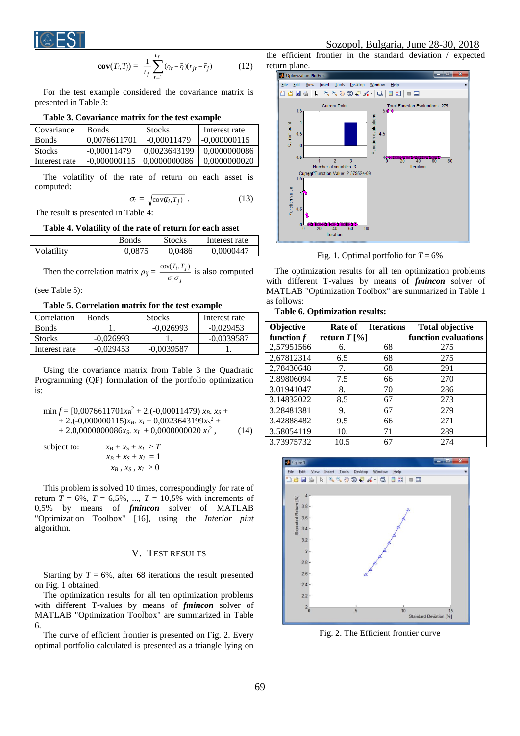$$\mathbf{cov}(T_i,T_j) = \frac{1}{t_f}\sum_{t=1}^{t_f}(r_{it}-\bar{r}_i)(r_{jt}-\bar{r}_j) \qquad (12)$$

For the test example considered the covariance matrix is presented in Table 3:

**Table 3. Covariance matrix for the test example**

| Covariance | Bonds | Stocks | Interest rate |
|---|---|---|---|
| Bonds | 0,0076611701 | -0,00011479 | -0,000000115 |
| Stocks | -0,00011479 | 0,0023643199 | 0,0000000086 |
| Interest rate | -0,000000115 | 0,0000000086 | 0,0000000020 |

The volatility of the rate of return on each asset is computed:

$$\sigma_i = \sqrt{\mathrm{cov}(T_i,T_j)}\ . \qquad (13)$$

The result is presented in Table 4:

**Table 4. Volatility of the rate of return for each asset**

| | Bonds | Stocks | Interest rate |
|---|---|---|---|
| Volatility | 0,0875 | 0,0486 | 0,0000447 |

Then the correlation matrix $\rho_{ij} = \dfrac{\mathrm{cov}(T_i,T_j)}{\sigma_i\sigma_j}$ is also computed (see Table 5):

**Table 5. Correlation matrix for the test example**

| Correlation | Bonds | Stocks | Interest rate |
|---|---|---|---|
| Bonds | 1. | -0,026993 | -0,029453 |
| Stocks | -0,026993 | 1. | -0,0039587 |
| Interest rate | -0,029453 | -0,0039587 | 1. |

Using the covariance matrix from Table 3 the Quadratic Programming (QP) formulation of the portfolio optimization is:

$$\begin{aligned}\min f = [&0{,}0076611701 x_B^2 + 2.(-0{,}00011479)\, x_B.\, x_S + \\ &+ 2.(-0{,}000000115) x_B.\, x_I + 0{,}0023643199 x_S^2 + \\ &+ 2.0{,}0000000086 x_S.\, x_I + 0{,}0000000020\, x_I^2\ , \end{aligned} \qquad (14)$$

subject to:

$$x_B + x_S + x_I \geq T$$
$$x_B + x_S + x_I = 1$$
$$x_B\ , x_S\ , x_I \geq 0$$

This problem is solved 10 times, correspondingly for rate of return $T$ = 6%, $T$ = 6,5%, ..., $T$ = 10,5% with increments of 0,5% by means of ***fmincon*** solver of MATLAB "Optimization Toolbox" [16], using the *Interior pint* algorithm.

## V. Test Results

Starting by $T$ = 6%, after 68 iterations the result presented on Fig. 1 obtained.

The optimization results for all ten optimization problems with different T-values by means of ***fmincon*** solver of MATLAB "Optimization Toolbox" are summarized in Table 6.

The curve of efficient frontier is presented on Fig. 2. Every optimal portfolio calculated is presented as a triangle lying on the efficient frontier in the standard deviation / expected return plane.

Fig. 1. Optimal portfolio for $T$ = 6%

The optimization results for all ten optimization problems with different T-values by means of ***fmincon*** solver of MATLAB "Optimization Toolbox" are summarized in Table 1 as follows:

**Table 6. Optimization results:**

| Objective function $f$ | Rate of return $T$ [%] | Iterations | Total objective function evaluations |
|---|---|---|---|
| 2,57951566 | 6. | 68 | 275 |
| 2,67812314 | 6.5 | 68 | 275 |
| 2,78430648 | 7. | 68 | 291 |
| 2.89806094 | 7.5 | 66 | 270 |
| 3.01941047 | 8. | 70 | 286 |
| 3.14832022 | 8.5 | 67 | 273 |
| 3.28481381 | 9. | 67 | 279 |
| 3.42888482 | 9.5 | 66 | 271 |
| 3.58054119 | 10. | 71 | 289 |
| 3.73975732 | 10.5 | 67 | 274 |

Fig. 2. The Efficient frontier curve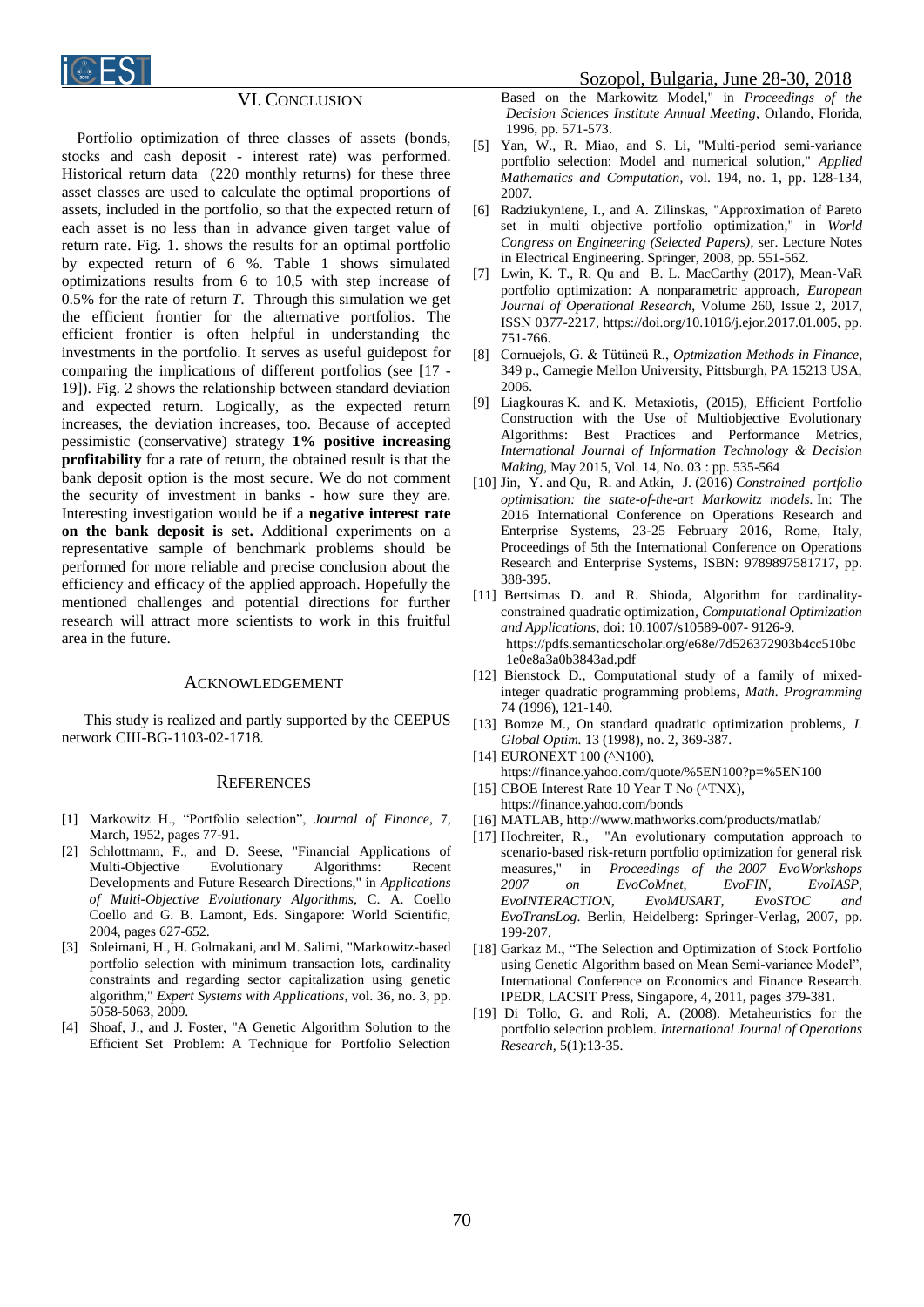## VI. Conclusion

Portfolio optimization of three classes of assets (bonds, stocks and cash deposit - interest rate) was performed. Historical return data (220 monthly returns) for these three asset classes are used to calculate the optimal proportions of assets, included in the portfolio, so that the expected return of each asset is no less than in advance given target value of return rate. Fig. 1. shows the results for an optimal portfolio by expected return of 6 %. Table 1 shows simulated optimizations results from 6 to 10,5 with step increase of 0.5% for the rate of return *T*. Through this simulation we get the efficient frontier for the alternative portfolios. The efficient frontier is often helpful in understanding the investments in the portfolio. It serves as useful guidepost for comparing the implications of different portfolios (see [17 - 19]). Fig. 2 shows the relationship between standard deviation and expected return. Logically, as the expected return increases, the deviation increases, too. Because of accepted pessimistic (conservative) strategy **1% positive increasing profitability** for a rate of return, the obtained result is that the bank deposit option is the most secure. We do not comment the security of investment in banks - how sure they are. Interesting investigation would be if a **negative interest rate on the bank deposit is set.** Additional experiments on a representative sample of benchmark problems should be performed for more reliable and precise conclusion about the efficiency and efficacy of the applied approach. Hopefully the mentioned challenges and potential directions for further research will attract more scientists to work in this fruitful area in the future.

## Acknowledgement

This study is realized and partly supported by the CEEPUS network CIII-BG-1103-02-1718.

## References

[1] Markowitz H., "Portfolio selection", *Journal of Finance*, 7, March, 1952, pages 77-91.

[2] Schlottmann, F., and D. Seese, "Financial Applications of Multi-Objective Evolutionary Algorithms: Recent Developments and Future Research Directions," in *Applications of Multi-Objective Evolutionary Algorithms*, C. A. Coello Coello and G. B. Lamont, Eds. Singapore: World Scientific, 2004, pages 627-652.

[3] Soleimani, H., H. Golmakani, and M. Salimi, "Markowitz-based portfolio selection with minimum transaction lots, cardinality constraints and regarding sector capitalization using genetic algorithm," *Expert Systems with Applications*, vol. 36, no. 3, pp. 5058-5063, 2009.

[4] Shoaf, J., and J. Foster, "A Genetic Algorithm Solution to the Efficient Set Problem: A Technique for Portfolio Selection Based on the Markowitz Model," in *Proceedings of the Decision Sciences Institute Annual Meeting*, Orlando, Florida, 1996, pp. 571-573.

[5] Yan, W., R. Miao, and S. Li, "Multi-period semi-variance portfolio selection: Model and numerical solution," *Applied Mathematics and Computation*, vol. 194, no. 1, pp. 128-134, 2007.

[6] Radziukyniene, I., and A. Zilinskas, "Approximation of Pareto set in multi objective portfolio optimization," in *World Congress on Engineering (Selected Papers)*, ser. Lecture Notes in Electrical Engineering. Springer, 2008, pp. 551-562.

[7] Lwin, K. T., R. Qu and B. L. MacCarthy (2017), Mean-VaR portfolio optimization: A nonparametric approach, *European Journal of Operational Research*, Volume 260, Issue 2, 2017, ISSN 0377-2217, https://doi.org/10.1016/j.ejor.2017.01.005, pp. 751-766.

[8] Cornuejols, G. & Tütüncü R., *Optmization Methods in Finance*, 349 p., Carnegie Mellon University, Pittsburgh, PA 15213 USA, 2006.

[9] Liagkouras K. and K. Metaxiotis, (2015), Efficient Portfolio Construction with the Use of Multiobjective Evolutionary Algorithms: Best Practices and Performance Metrics, *International Journal of Information Technology & Decision Making*, May 2015, Vol. 14, No. 03 : pp. 535-564

[10] Jin, Y. and Qu, R. and Atkin, J. (2016) *Constrained portfolio optimisation: the state-of-the-art Markowitz models.* In: The 2016 International Conference on Operations Research and Enterprise Systems, 23-25 February 2016, Rome, Italy, Proceedings of 5th the International Conference on Operations Research and Enterprise Systems, ISBN: 9789897581717, pp. 388-395.

[11] Bertsimas D. and R. Shioda, Algorithm for cardinality-constrained quadratic optimization, *Computational Optimization and Applications*, doi: 10.1007/s10589-007- 9126-9. https://pdfs.semanticscholar.org/e68e/7d526372903b4cc510bc1e0e8a3a0b3843ad.pdf

[12] Bienstock D., Computational study of a family of mixed-integer quadratic programming problems, *Math. Programming* 74 (1996), 121-140.

[13] Bomze M., On standard quadratic optimization problems, *J. Global Optim.* 13 (1998), no. 2, 369-387.

[14] EURONEXT 100 (^N100), https://finance.yahoo.com/quote/%5EN100?p=%5EN100

[15] CBOE Interest Rate 10 Year T No (^TNX), https://finance.yahoo.com/bonds

[16] MATLAB, http://www.mathworks.com/products/matlab/

[17] Hochreiter, R., "An evolutionary computation approach to scenario-based risk-return portfolio optimization for general risk measures," in *Proceedings of the 2007 EvoWorkshops 2007 on EvoCoMnet, EvoFIN, EvoIASP, EvoINTERACTION, EvoMUSART, EvoSTOC and EvoTransLog*. Berlin, Heidelberg: Springer-Verlag, 2007, pp. 199-207.

[18] Garkaz M., "The Selection and Optimization of Stock Portfolio using Genetic Algorithm based on Mean Semi-variance Model", International Conference on Economics and Finance Research. IPEDR, LACSIT Press, Singapore, 4, 2011, pages 379-381.

[19] Di Tollo, G. and Roli, A. (2008). Metaheuristics for the portfolio selection problem. *International Journal of Operations Research*, 5(1):13-35.